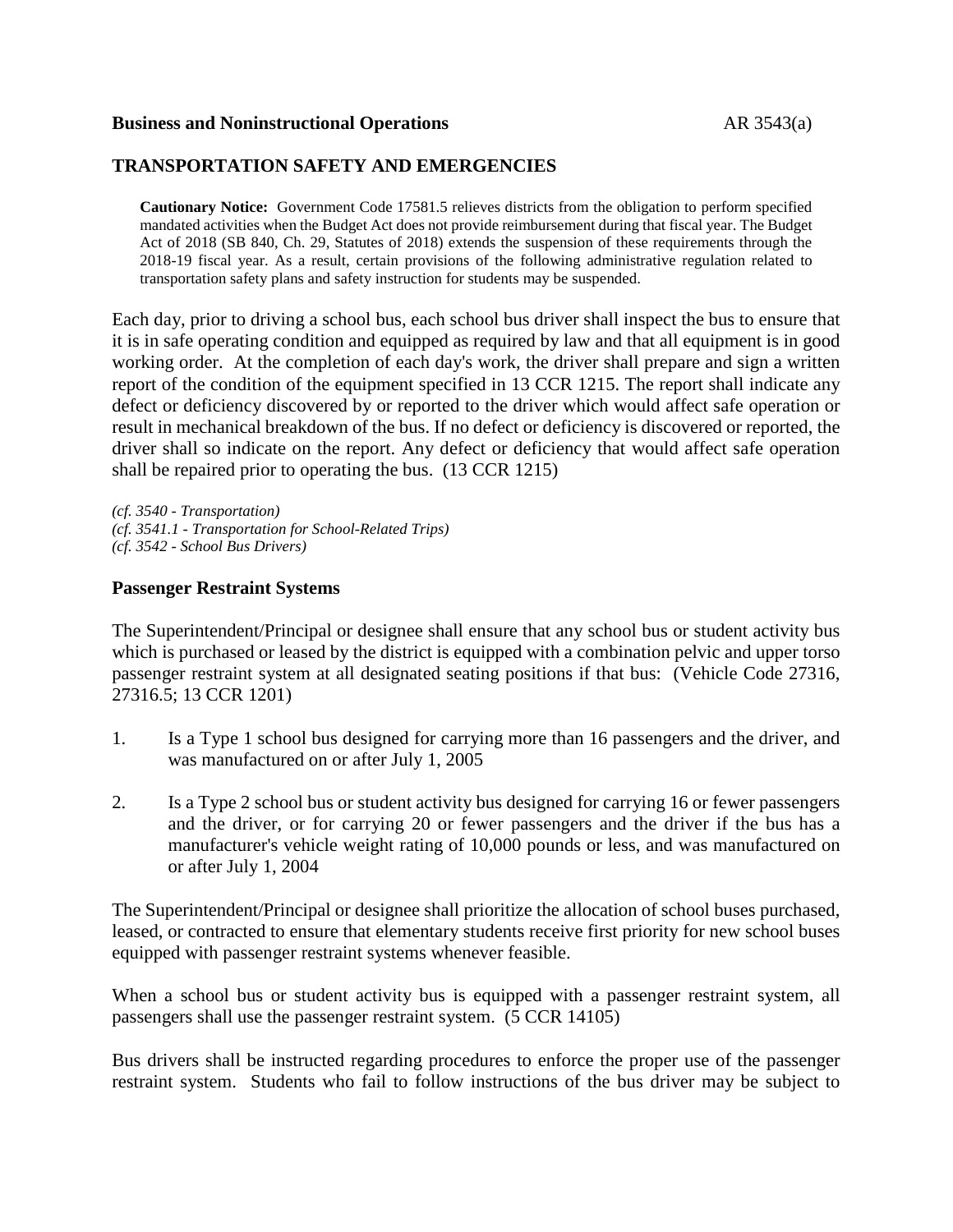**Business and Noninstructional Operations** AR 3543(a)

## TRANSPORTATION SAFETY AND EMERGENCIES

**Cautionary Notice:** Government Code 17581.5 relieves districts from the obligation to perform specified mandated activities when the Budget Act does not provide reimbursement during that fiscal year. The Budget Act of 2018 (SB 840, Ch. 29, Statutes of 2018) extends the suspension of these requirements through the 2018-19 fiscal year. As a result, certain provisions of the following administrative regulation related to transportation safety plans and safety instruction for students may be suspended.

Each day, prior to driving a school bus, each school bus driver shall inspect the bus to ensure that it is in safe operating condition and equipped as required by law and that all equipment is in good working order. At the completion of each day's work, the driver shall prepare and sign a written report of the condition of the equipment specified in 13 CCR 1215. The report shall indicate any defect or deficiency discovered by or reported to the driver which would affect safe operation or result in mechanical breakdown of the bus. If no defect or deficiency is discovered or reported, the driver shall so indicate on the report. Any defect or deficiency that would affect safe operation shall be repaired prior to operating the bus. (13 CCR 1215)

*(cf. 3540 - Transportation)*
*(cf. 3541.1 - Transportation for School-Related Trips)*
*(cf. 3542 - School Bus Drivers)*

### Passenger Restraint Systems

The Superintendent/Principal or designee shall ensure that any school bus or student activity bus which is purchased or leased by the district is equipped with a combination pelvic and upper torso passenger restraint system at all designated seating positions if that bus: (Vehicle Code 27316, 27316.5; 13 CCR 1201)

1. Is a Type 1 school bus designed for carrying more than 16 passengers and the driver, and was manufactured on or after July 1, 2005

2. Is a Type 2 school bus or student activity bus designed for carrying 16 or fewer passengers and the driver, or for carrying 20 or fewer passengers and the driver if the bus has a manufacturer's vehicle weight rating of 10,000 pounds or less, and was manufactured on or after July 1, 2004

The Superintendent/Principal or designee shall prioritize the allocation of school buses purchased, leased, or contracted to ensure that elementary students receive first priority for new school buses equipped with passenger restraint systems whenever feasible.

When a school bus or student activity bus is equipped with a passenger restraint system, all passengers shall use the passenger restraint system. (5 CCR 14105)

Bus drivers shall be instructed regarding procedures to enforce the proper use of the passenger restraint system. Students who fail to follow instructions of the bus driver may be subject to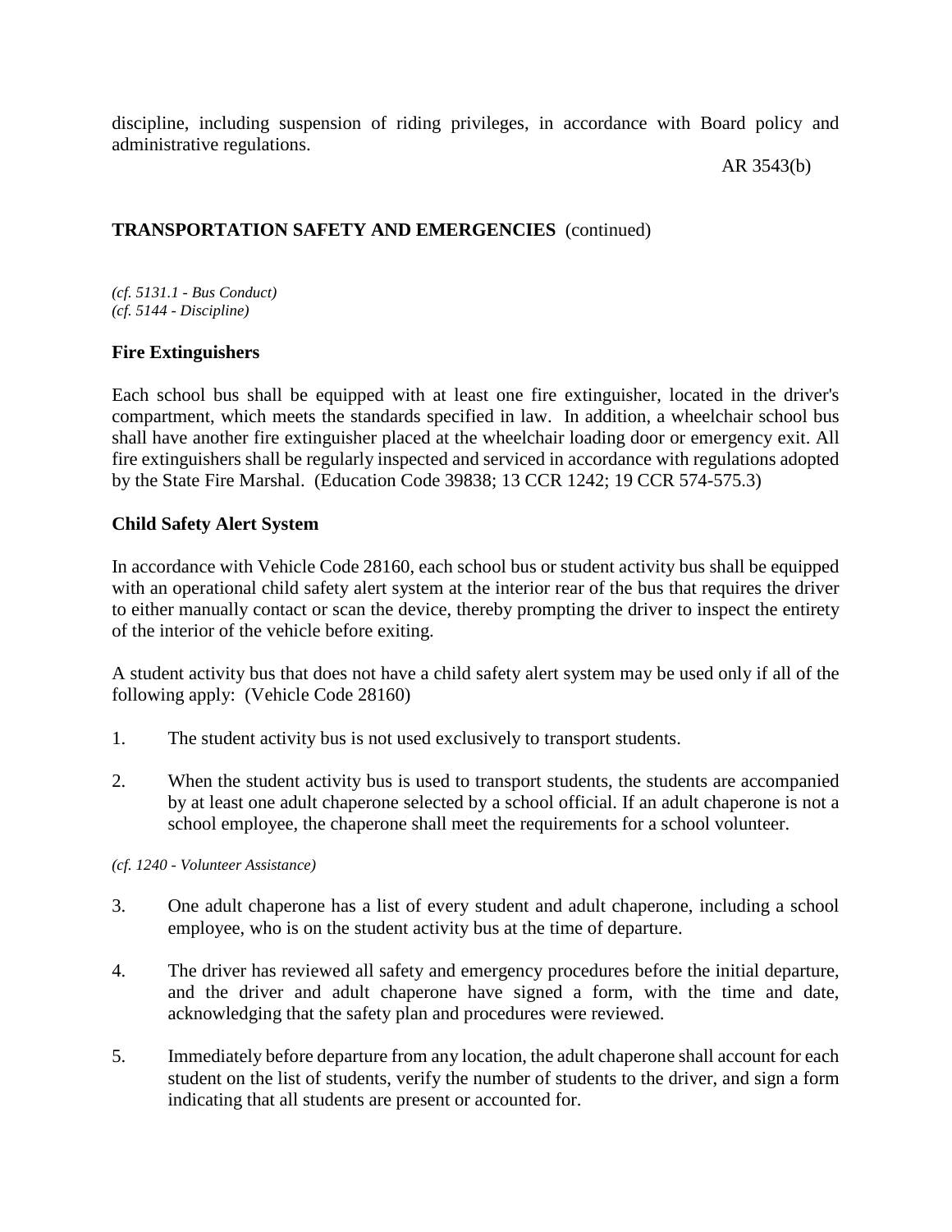discipline, including suspension of riding privileges, in accordance with Board policy and administrative regulations.

*(cf. 5131.1 - Bus Conduct)*
*(cf. 5144 - Discipline)*

**Fire Extinguishers**

Each school bus shall be equipped with at least one fire extinguisher, located in the driver's compartment, which meets the standards specified in law. In addition, a wheelchair school bus shall have another fire extinguisher placed at the wheelchair loading door or emergency exit. All fire extinguishers shall be regularly inspected and serviced in accordance with regulations adopted by the State Fire Marshal. (Education Code 39838; 13 CCR 1242; 19 CCR 574-575.3)

**Child Safety Alert System**

In accordance with Vehicle Code 28160, each school bus or student activity bus shall be equipped with an operational child safety alert system at the interior rear of the bus that requires the driver to either manually contact or scan the device, thereby prompting the driver to inspect the entirety of the interior of the vehicle before exiting.

A student activity bus that does not have a child safety alert system may be used only if all of the following apply: (Vehicle Code 28160)

1. The student activity bus is not used exclusively to transport students.

2. When the student activity bus is used to transport students, the students are accompanied by at least one adult chaperone selected by a school official. If an adult chaperone is not a school employee, the chaperone shall meet the requirements for a school volunteer.

*(cf. 1240 - Volunteer Assistance)*

3. One adult chaperone has a list of every student and adult chaperone, including a school employee, who is on the student activity bus at the time of departure.

4. The driver has reviewed all safety and emergency procedures before the initial departure, and the driver and adult chaperone have signed a form, with the time and date, acknowledging that the safety plan and procedures were reviewed.

5. Immediately before departure from any location, the adult chaperone shall account for each student on the list of students, verify the number of students to the driver, and sign a form indicating that all students are present or accounted for.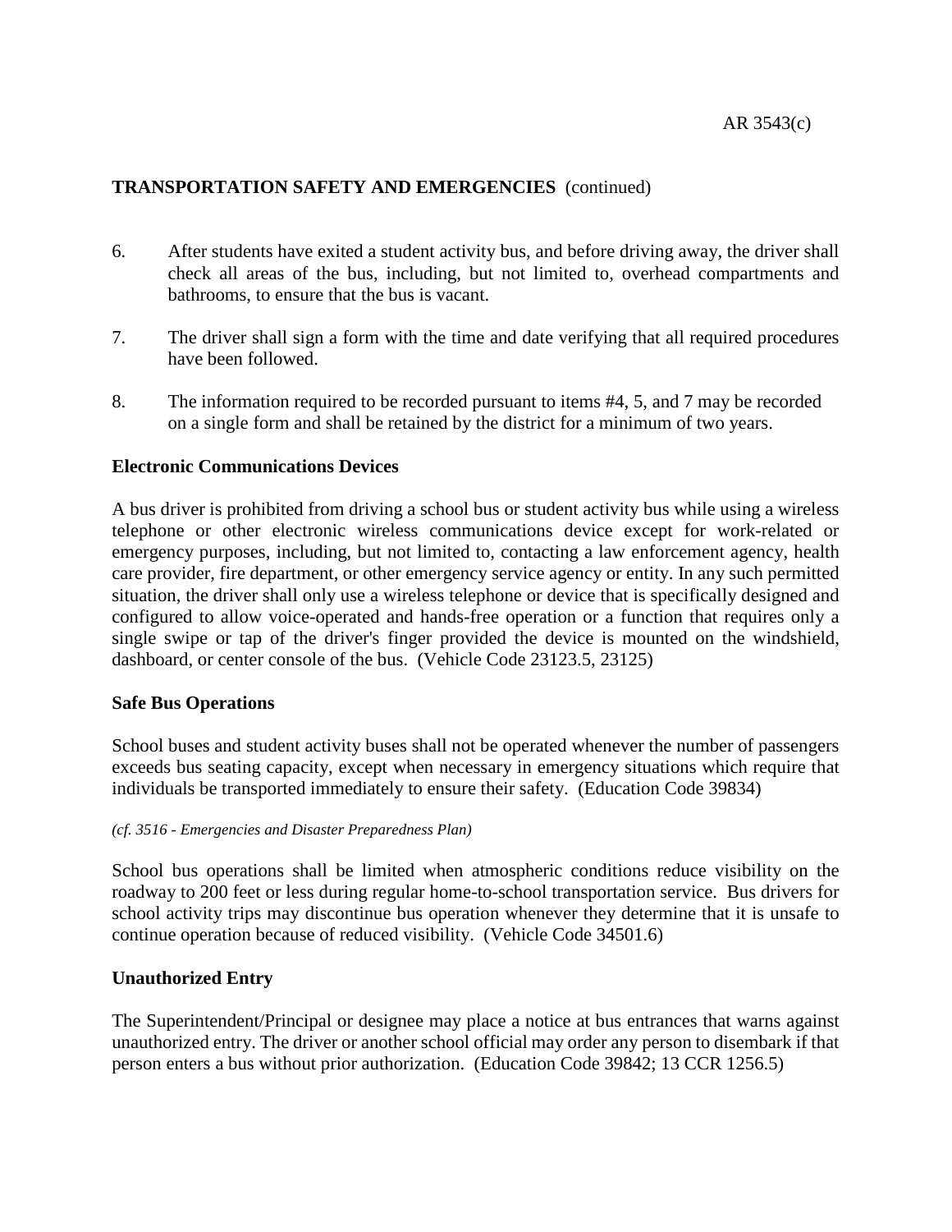**TRANSPORTATION SAFETY AND EMERGENCIES** (continued)

6. After students have exited a student activity bus, and before driving away, the driver shall check all areas of the bus, including, but not limited to, overhead compartments and bathrooms, to ensure that the bus is vacant.

7. The driver shall sign a form with the time and date verifying that all required procedures have been followed.

8. The information required to be recorded pursuant to items #4, 5, and 7 may be recorded on a single form and shall be retained by the district for a minimum of two years.

## Electronic Communications Devices

A bus driver is prohibited from driving a school bus or student activity bus while using a wireless telephone or other electronic wireless communications device except for work-related or emergency purposes, including, but not limited to, contacting a law enforcement agency, health care provider, fire department, or other emergency service agency or entity. In any such permitted situation, the driver shall only use a wireless telephone or device that is specifically designed and configured to allow voice-operated and hands-free operation or a function that requires only a single swipe or tap of the driver's finger provided the device is mounted on the windshield, dashboard, or center console of the bus. (Vehicle Code 23123.5, 23125)

## Safe Bus Operations

School buses and student activity buses shall not be operated whenever the number of passengers exceeds bus seating capacity, except when necessary in emergency situations which require that individuals be transported immediately to ensure their safety. (Education Code 39834)

*(cf. 3516 - Emergencies and Disaster Preparedness Plan)*

School bus operations shall be limited when atmospheric conditions reduce visibility on the roadway to 200 feet or less during regular home-to-school transportation service. Bus drivers for school activity trips may discontinue bus operation whenever they determine that it is unsafe to continue operation because of reduced visibility. (Vehicle Code 34501.6)

## Unauthorized Entry

The Superintendent/Principal or designee may place a notice at bus entrances that warns against unauthorized entry. The driver or another school official may order any person to disembark if that person enters a bus without prior authorization. (Education Code 39842; 13 CCR 1256.5)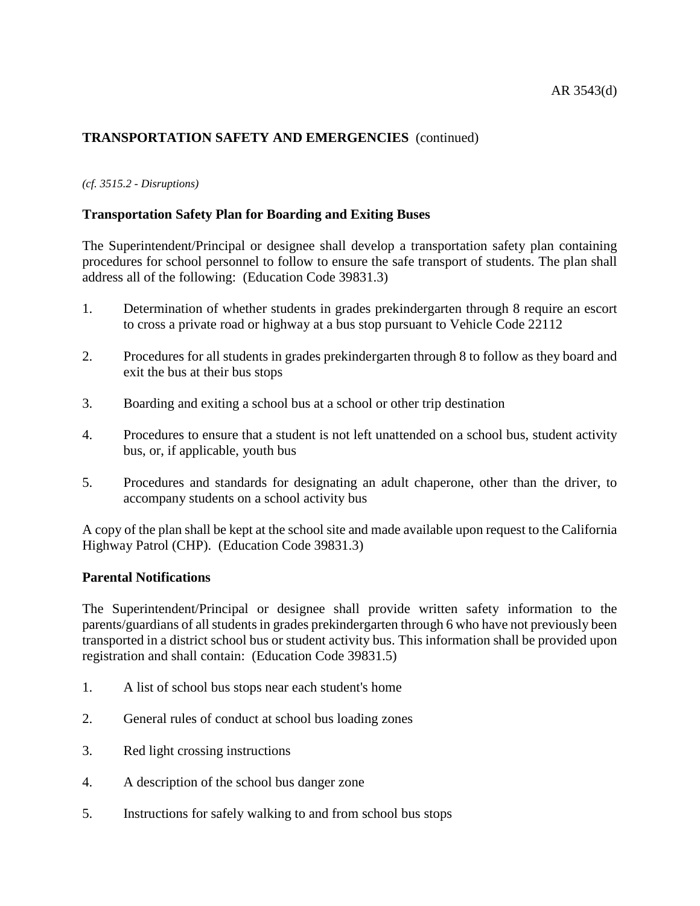**TRANSPORTATION SAFETY AND EMERGENCIES** (continued)

*(cf. 3515.2 - Disruptions)*

**Transportation Safety Plan for Boarding and Exiting Buses**

The Superintendent/Principal or designee shall develop a transportation safety plan containing procedures for school personnel to follow to ensure the safe transport of students. The plan shall address all of the following: (Education Code 39831.3)

1. Determination of whether students in grades prekindergarten through 8 require an escort to cross a private road or highway at a bus stop pursuant to Vehicle Code 22112

2. Procedures for all students in grades prekindergarten through 8 to follow as they board and exit the bus at their bus stops

3. Boarding and exiting a school bus at a school or other trip destination

4. Procedures to ensure that a student is not left unattended on a school bus, student activity bus, or, if applicable, youth bus

5. Procedures and standards for designating an adult chaperone, other than the driver, to accompany students on a school activity bus

A copy of the plan shall be kept at the school site and made available upon request to the California Highway Patrol (CHP). (Education Code 39831.3)

**Parental Notifications**

The Superintendent/Principal or designee shall provide written safety information to the parents/guardians of all students in grades prekindergarten through 6 who have not previously been transported in a district school bus or student activity bus. This information shall be provided upon registration and shall contain: (Education Code 39831.5)

1. A list of school bus stops near each student's home

2. General rules of conduct at school bus loading zones

3. Red light crossing instructions

4. A description of the school bus danger zone

5. Instructions for safely walking to and from school bus stops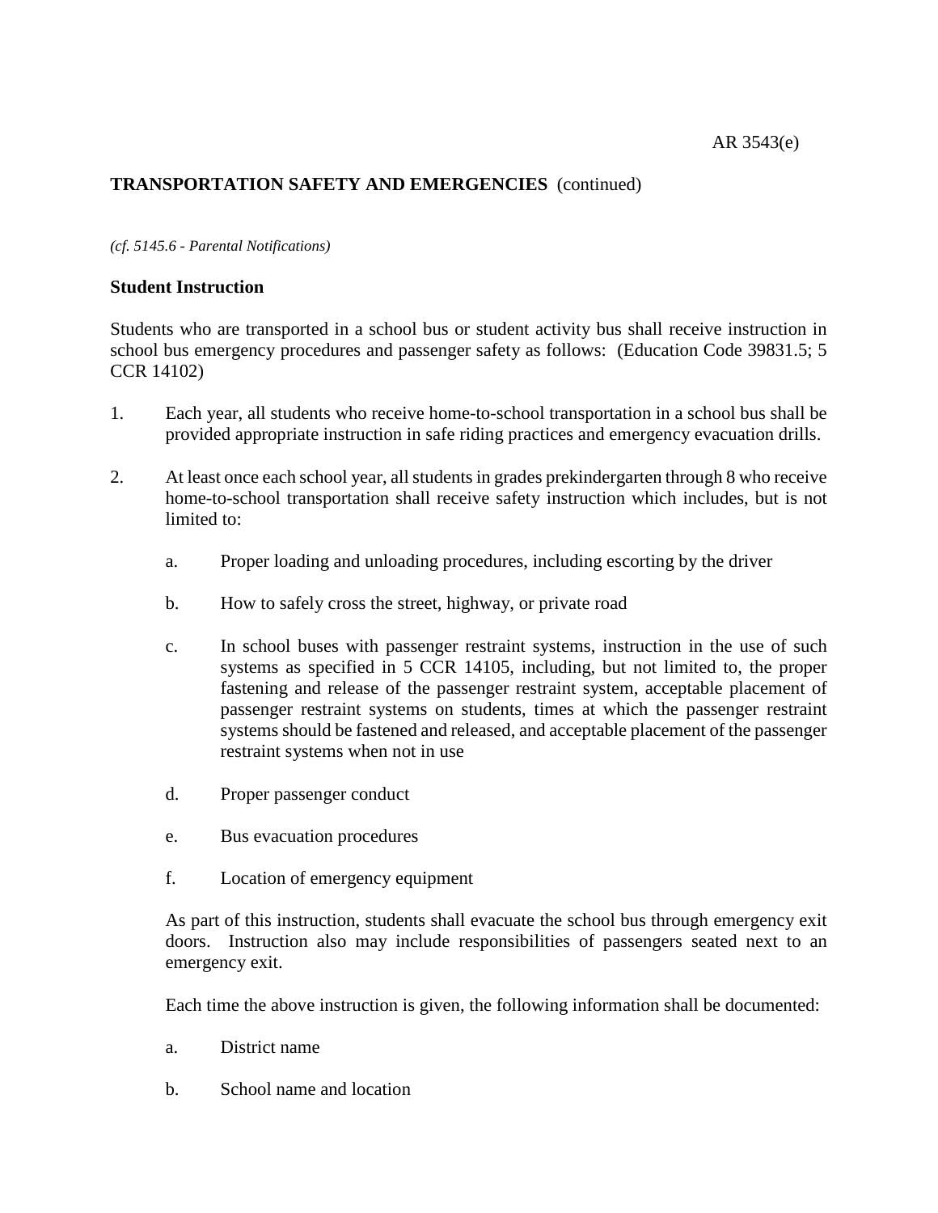**TRANSPORTATION SAFETY AND EMERGENCIES** (continued)

*(cf. 5145.6 - Parental Notifications)*

**Student Instruction**

Students who are transported in a school bus or student activity bus shall receive instruction in school bus emergency procedures and passenger safety as follows: (Education Code 39831.5; 5 CCR 14102)

1. Each year, all students who receive home-to-school transportation in a school bus shall be provided appropriate instruction in safe riding practices and emergency evacuation drills.

2. At least once each school year, all students in grades prekindergarten through 8 who receive home-to-school transportation shall receive safety instruction which includes, but is not limited to:

    a. Proper loading and unloading procedures, including escorting by the driver

    b. How to safely cross the street, highway, or private road

    c. In school buses with passenger restraint systems, instruction in the use of such systems as specified in 5 CCR 14105, including, but not limited to, the proper fastening and release of the passenger restraint system, acceptable placement of passenger restraint systems on students, times at which the passenger restraint systems should be fastened and released, and acceptable placement of the passenger restraint systems when not in use

    d. Proper passenger conduct

    e. Bus evacuation procedures

    f. Location of emergency equipment

    As part of this instruction, students shall evacuate the school bus through emergency exit doors. Instruction also may include responsibilities of passengers seated next to an emergency exit.

    Each time the above instruction is given, the following information shall be documented:

    a. District name

    b. School name and location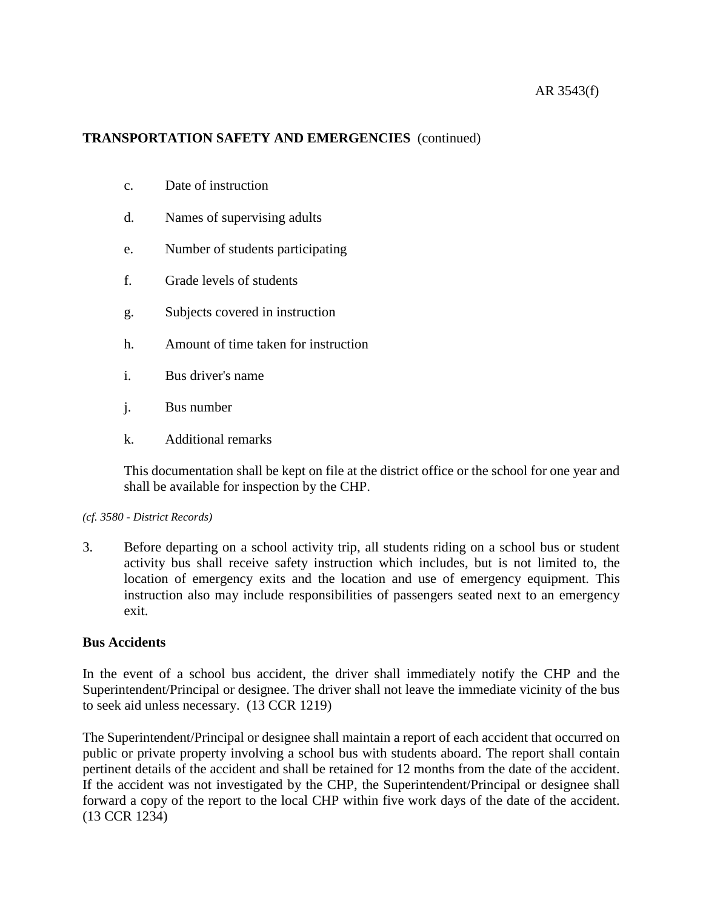**TRANSPORTATION SAFETY AND EMERGENCIES** (continued)

c. Date of instruction

d. Names of supervising adults

e. Number of students participating

f. Grade levels of students

g. Subjects covered in instruction

h. Amount of time taken for instruction

i. Bus driver's name

j. Bus number

k. Additional remarks

This documentation shall be kept on file at the district office or the school for one year and shall be available for inspection by the CHP.

*(cf. 3580 - District Records)*

3. Before departing on a school activity trip, all students riding on a school bus or student activity bus shall receive safety instruction which includes, but is not limited to, the location of emergency exits and the location and use of emergency equipment. This instruction also may include responsibilities of passengers seated next to an emergency exit.

**Bus Accidents**

In the event of a school bus accident, the driver shall immediately notify the CHP and the Superintendent/Principal or designee. The driver shall not leave the immediate vicinity of the bus to seek aid unless necessary. (13 CCR 1219)

The Superintendent/Principal or designee shall maintain a report of each accident that occurred on public or private property involving a school bus with students aboard. The report shall contain pertinent details of the accident and shall be retained for 12 months from the date of the accident. If the accident was not investigated by the CHP, the Superintendent/Principal or designee shall forward a copy of the report to the local CHP within five work days of the date of the accident. (13 CCR 1234)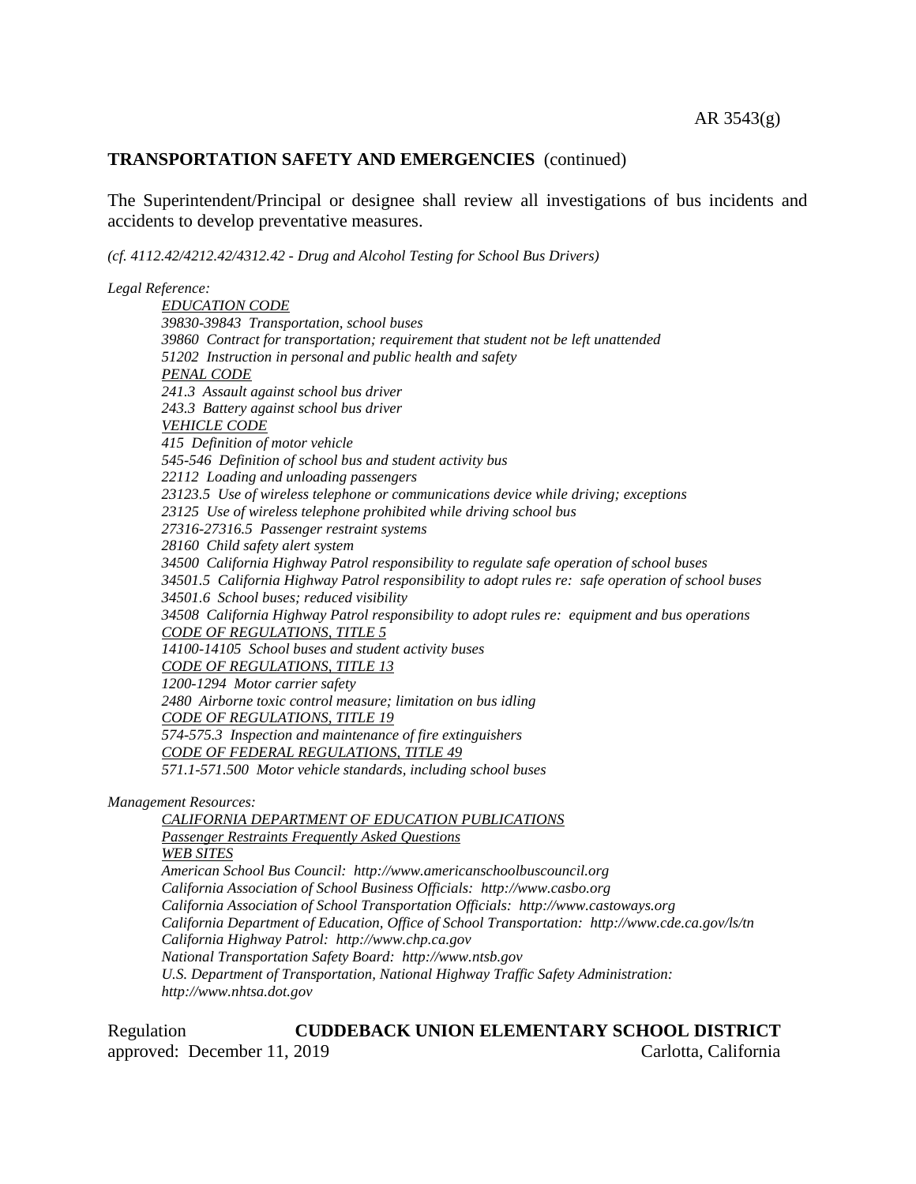**TRANSPORTATION SAFETY AND EMERGENCIES** (continued)

The Superintendent/Principal or designee shall review all investigations of bus incidents and accidents to develop preventative measures.

*(cf. 4112.42/4212.42/4312.42 - Drug and Alcohol Testing for School Bus Drivers)*

*Legal Reference:*

*EDUCATION CODE*
*39830-39843 Transportation, school buses*
*39860 Contract for transportation; requirement that student not be left unattended*
*51202 Instruction in personal and public health and safety*
*PENAL CODE*
*241.3 Assault against school bus driver*
*243.3 Battery against school bus driver*
*VEHICLE CODE*
*415 Definition of motor vehicle*
*545-546 Definition of school bus and student activity bus*
*22112 Loading and unloading passengers*
*23123.5 Use of wireless telephone or communications device while driving; exceptions*
*23125 Use of wireless telephone prohibited while driving school bus*
*27316-27316.5 Passenger restraint systems*
*28160 Child safety alert system*
*34500 California Highway Patrol responsibility to regulate safe operation of school buses*
*34501.5 California Highway Patrol responsibility to adopt rules re: safe operation of school buses*
*34501.6 School buses; reduced visibility*
*34508 California Highway Patrol responsibility to adopt rules re: equipment and bus operations*
*CODE OF REGULATIONS, TITLE 5*
*14100-14105 School buses and student activity buses*
*CODE OF REGULATIONS, TITLE 13*
*1200-1294 Motor carrier safety*
*2480 Airborne toxic control measure; limitation on bus idling*
*CODE OF REGULATIONS, TITLE 19*
*574-575.3 Inspection and maintenance of fire extinguishers*
*CODE OF FEDERAL REGULATIONS, TITLE 49*
*571.1-571.500 Motor vehicle standards, including school buses*

*Management Resources:*

*CALIFORNIA DEPARTMENT OF EDUCATION PUBLICATIONS*
*Passenger Restraints Frequently Asked Questions*
*WEB SITES*
*American School Bus Council: http://www.americanschoolbuscouncil.org*
*California Association of School Business Officials: http://www.casbo.org*
*California Association of School Transportation Officials: http://www.castoways.org*
*California Department of Education, Office of School Transportation: http://www.cde.ca.gov/ls/tn*
*California Highway Patrol: http://www.chp.ca.gov*
*National Transportation Safety Board: http://www.ntsb.gov*
*U.S. Department of Transportation, National Highway Traffic Safety Administration: http://www.nhtsa.dot.gov*

Regulation approved: December 11, 2019

**CUDDEBACK UNION ELEMENTARY SCHOOL DISTRICT**
Carlotta, California